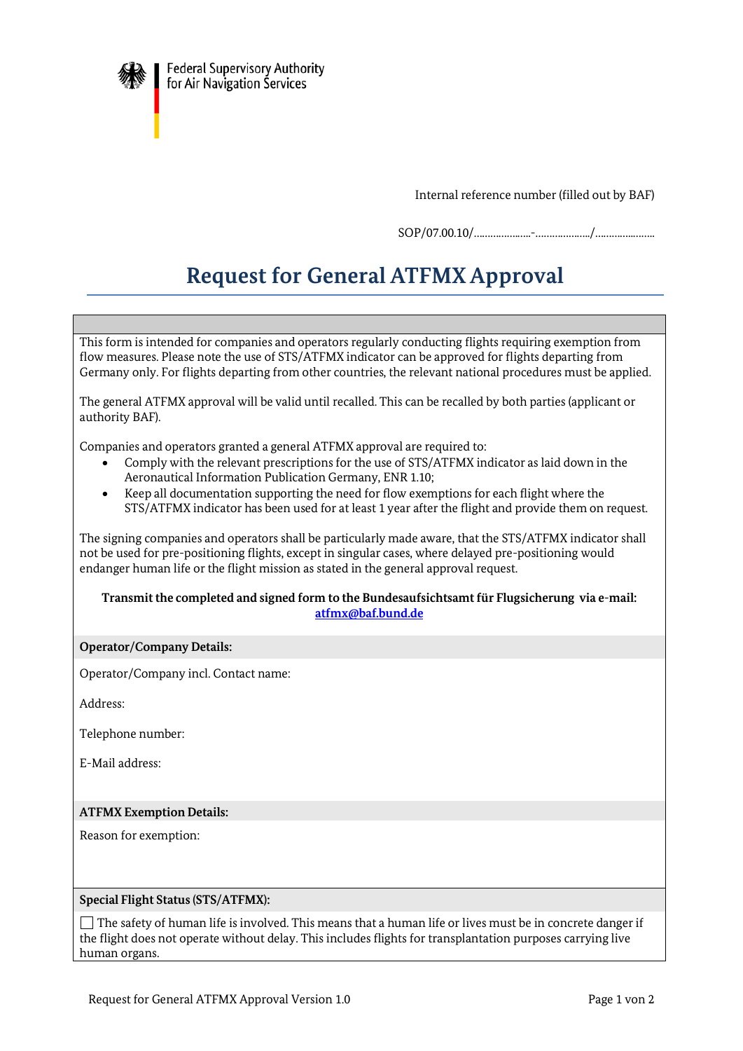Federal Supervisory Authority
for Air Navigation Services

Internal reference number (filled out by BAF)

SOP/07.00.10/…………………-………………../………………….

# Request for General ATFMX Approval

This form is intended for companies and operators regularly conducting flights requiring exemption from flow measures. Please note the use of STS/ATFMX indicator can be approved for flights departing from Germany only. For flights departing from other countries, the relevant national procedures must be applied.

The general ATFMX approval will be valid until recalled. This can be recalled by both parties (applicant or authority BAF).

Companies and operators granted a general ATFMX approval are required to:

- Comply with the relevant prescriptions for the use of STS/ATFMX indicator as laid down in the Aeronautical Information Publication Germany, ENR 1.10;
- Keep all documentation supporting the need for flow exemptions for each flight where the STS/ATFMX indicator has been used for at least 1 year after the flight and provide them on request.

The signing companies and operators shall be particularly made aware, that the STS/ATFMX indicator shall not be used for pre-positioning flights, except in singular cases, where delayed pre-positioning would endanger human life or the flight mission as stated in the general approval request.

**Transmit the completed and signed form to the Bundesaufsichtsamt für Flugsicherung via e-mail: atfmx@baf.bund.de**

**Operator/Company Details:**

Operator/Company incl. Contact name:

Address:

Telephone number:

E-Mail address:

**ATFMX Exemption Details:**

Reason for exemption:

**Special Flight Status (STS/ATFMX):**

☐ The safety of human life is involved. This means that a human life or lives must be in concrete danger if the flight does not operate without delay. This includes flights for transplantation purposes carrying live human organs.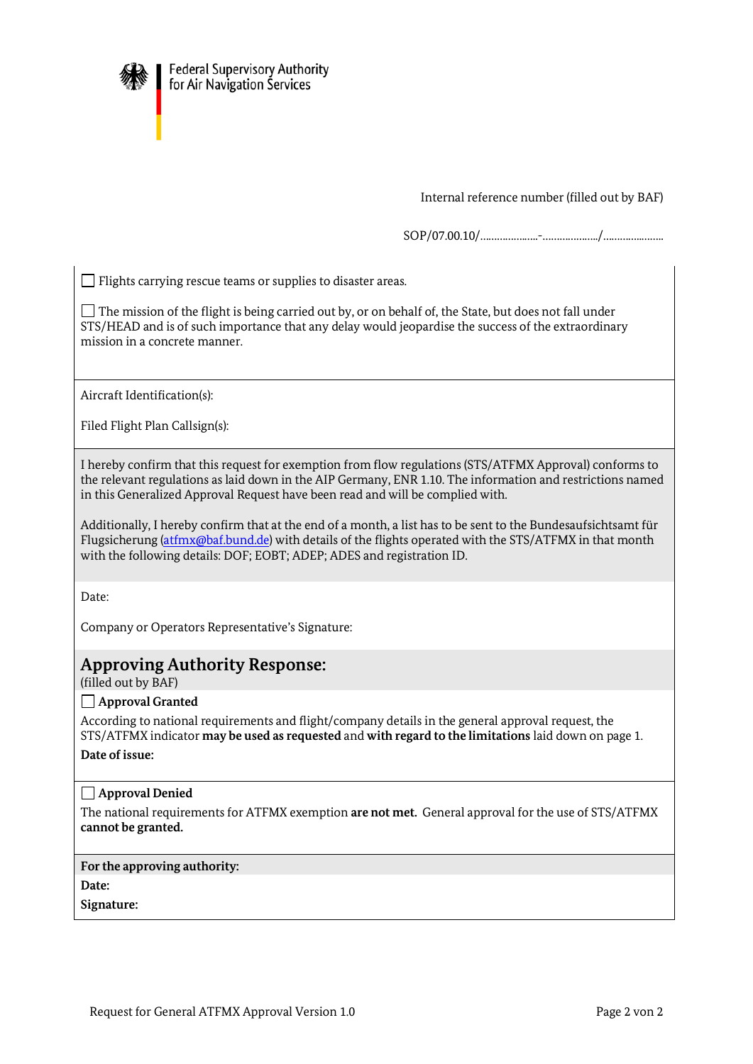Federal Supervisory Authority
for Air Navigation Services

Internal reference number (filled out by BAF)

SOP/07.00.10/....................-...................../.....................

☐ Flights carrying rescue teams or supplies to disaster areas.

☐ The mission of the flight is being carried out by, or on behalf of, the State, but does not fall under STS/HEAD and is of such importance that any delay would jeopardise the success of the extraordinary mission in a concrete manner.

Aircraft Identification(s):

Filed Flight Plan Callsign(s):

I hereby confirm that this request for exemption from flow regulations (STS/ATFMX Approval) conforms to the relevant regulations as laid down in the AIP Germany, ENR 1.10. The information and restrictions named in this Generalized Approval Request have been read and will be complied with.

Additionally, I hereby confirm that at the end of a month, a list has to be sent to the Bundesaufsichtsamt für Flugsicherung (atfmx@baf.bund.de) with details of the flights operated with the STS/ATFMX in that month with the following details: DOF; EOBT; ADEP; ADES and registration ID.

Date:

Company or Operators Representative's Signature:

## Approving Authority Response:

(filled out by BAF)

☐ **Approval Granted**

According to national requirements and flight/company details in the general approval request, the STS/ATFMX indicator **may be used as requested** and **with regard to the limitations** laid down on page 1.

**Date of issue:**

☐ **Approval Denied**

The national requirements for ATFMX exemption **are not met.** General approval for the use of STS/ATFMX **cannot be granted.**

**For the approving authority:**

**Date:**

**Signature:**